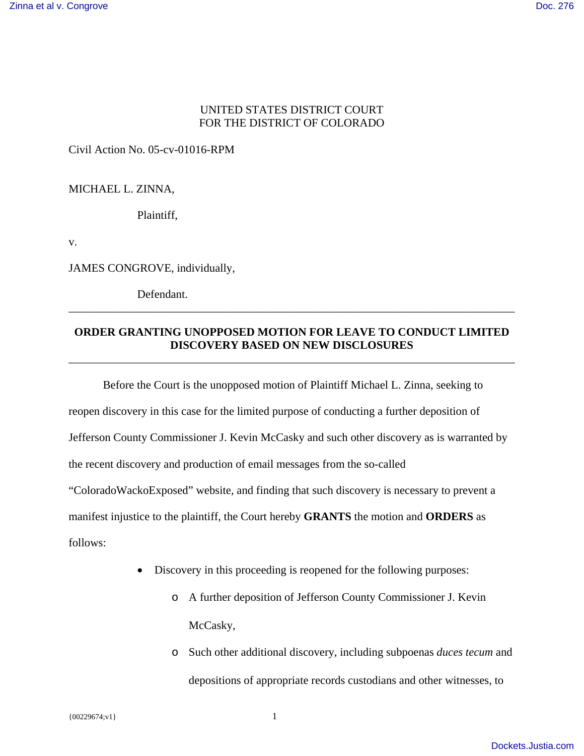UNITED STATES DISTRICT COURT
FOR THE DISTRICT OF COLORADO

Civil Action No. 05-cv-01016-RPM

MICHAEL L. ZINNA,

Plaintiff,

v.

JAMES CONGROVE, individually,

Defendant.

---

**ORDER GRANTING UNOPPOSED MOTION FOR LEAVE TO CONDUCT LIMITED DISCOVERY BASED ON NEW DISCLOSURES**

---

Before the Court is the unopposed motion of Plaintiff Michael L. Zinna, seeking to reopen discovery in this case for the limited purpose of conducting a further deposition of Jefferson County Commissioner J. Kevin McCasky and such other discovery as is warranted by the recent discovery and production of email messages from the so-called "ColoradoWackoExposed" website, and finding that such discovery is necessary to prevent a manifest injustice to the plaintiff, the Court hereby **GRANTS** the motion and **ORDERS** as follows:

- Discovery in this proceeding is reopened for the following purposes:
  - A further deposition of Jefferson County Commissioner J. Kevin McCasky,
  - Such other additional discovery, including subpoenas *duces tecum* and depositions of appropriate records custodians and other witnesses, to

{00229674;v1}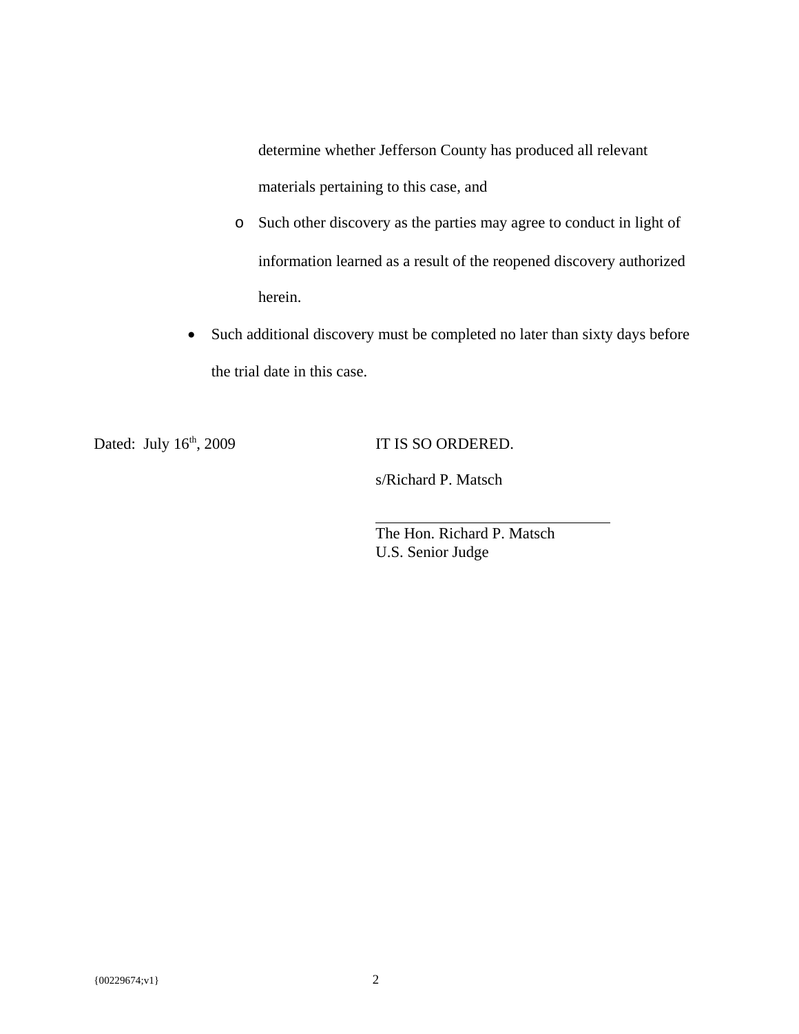determine whether Jefferson County has produced all relevant materials pertaining to this case, and

  - Such other discovery as the parties may agree to conduct in light of information learned as a result of the reopened discovery authorized herein.

- Such additional discovery must be completed no later than sixty days before the trial date in this case.

Dated: July 16th, 2009

IT IS SO ORDERED.

s/Richard P. Matsch

\_\_\_\_\_\_\_\_\_\_\_\_\_\_\_\_\_\_\_\_\_\_\_\_\_\_\_\_\_\_\_\_

The Hon. Richard P. Matsch
U.S. Senior Judge

{00229674;v1}